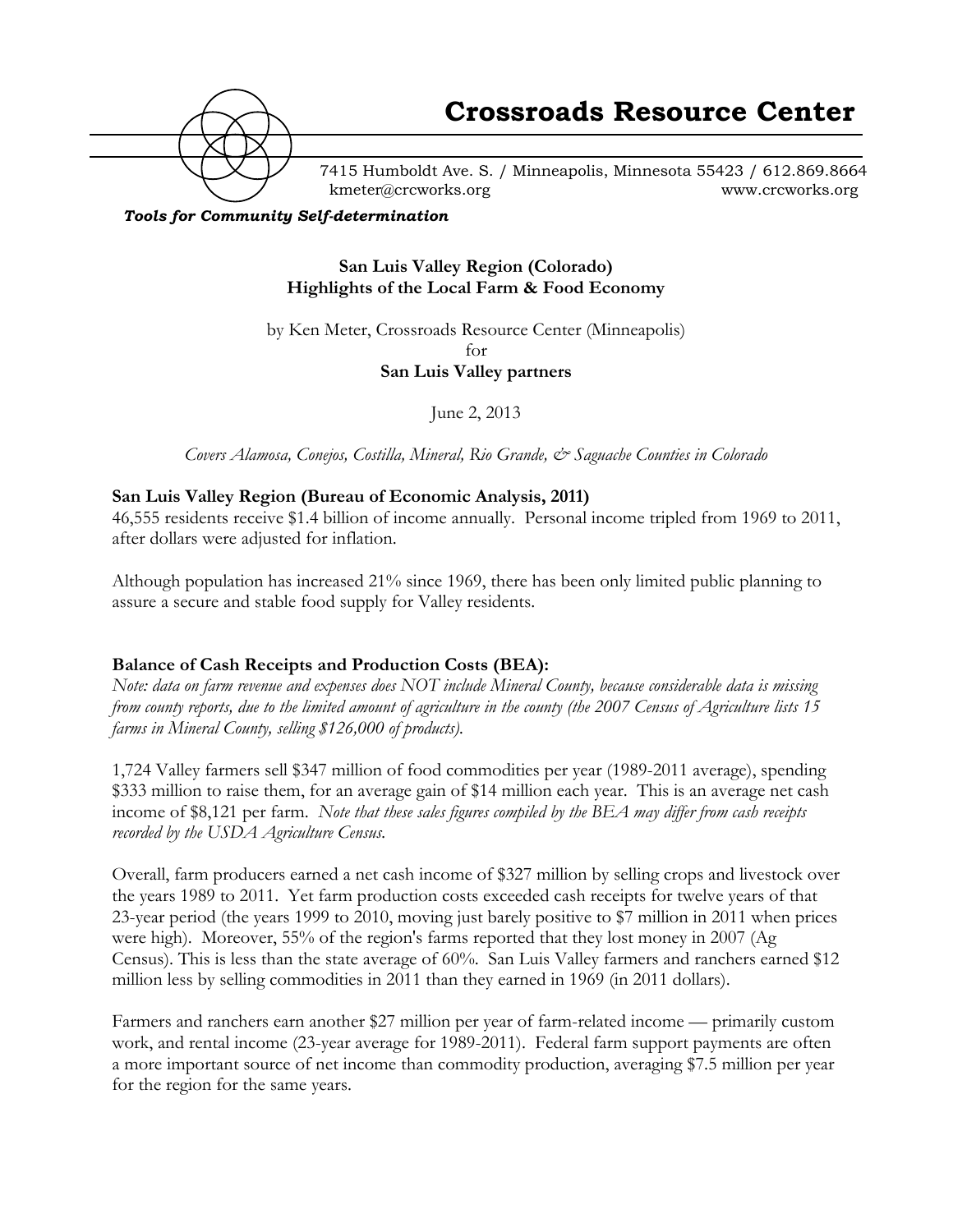# Crossroads Resource Center

7415 Humboldt Ave. S. / Minneapolis, Minnesota 55423 / 612.869.8664
kmeter@crcworks.org www.crcworks.org

***Tools for Community Self-determination***

## San Luis Valley Region (Colorado)
## Highlights of the Local Farm & Food Economy

by Ken Meter, Crossroads Resource Center (Minneapolis)
for
**San Luis Valley partners**

June 2, 2013

*Covers Alamosa, Conejos, Costilla, Mineral, Rio Grande, & Saguache Counties in Colorado*

### San Luis Valley Region (Bureau of Economic Analysis, 2011)

46,555 residents receive $1.4 billion of income annually. Personal income tripled from 1969 to 2011, after dollars were adjusted for inflation.

Although population has increased 21% since 1969, there has been only limited public planning to assure a secure and stable food supply for Valley residents.

### Balance of Cash Receipts and Production Costs (BEA):

*Note: data on farm revenue and expenses does NOT include Mineral County, because considerable data is missing from county reports, due to the limited amount of agriculture in the county (the 2007 Census of Agriculture lists 15 farms in Mineral County, selling $126,000 of products).*

1,724 Valley farmers sell $347 million of food commodities per year (1989-2011 average), spending $333 million to raise them, for an average gain of $14 million each year. This is an average net cash income of $8,121 per farm. *Note that these sales figures compiled by the BEA may differ from cash receipts recorded by the USDA Agriculture Census.*

Overall, farm producers earned a net cash income of $327 million by selling crops and livestock over the years 1989 to 2011. Yet farm production costs exceeded cash receipts for twelve years of that 23-year period (the years 1999 to 2010, moving just barely positive to $7 million in 2011 when prices were high). Moreover, 55% of the region's farms reported that they lost money in 2007 (Ag Census). This is less than the state average of 60%. San Luis Valley farmers and ranchers earned $12 million less by selling commodities in 2011 than they earned in 1969 (in 2011 dollars).

Farmers and ranchers earn another $27 million per year of farm-related income — primarily custom work, and rental income (23-year average for 1989-2011). Federal farm support payments are often a more important source of net income than commodity production, averaging $7.5 million per year for the region for the same years.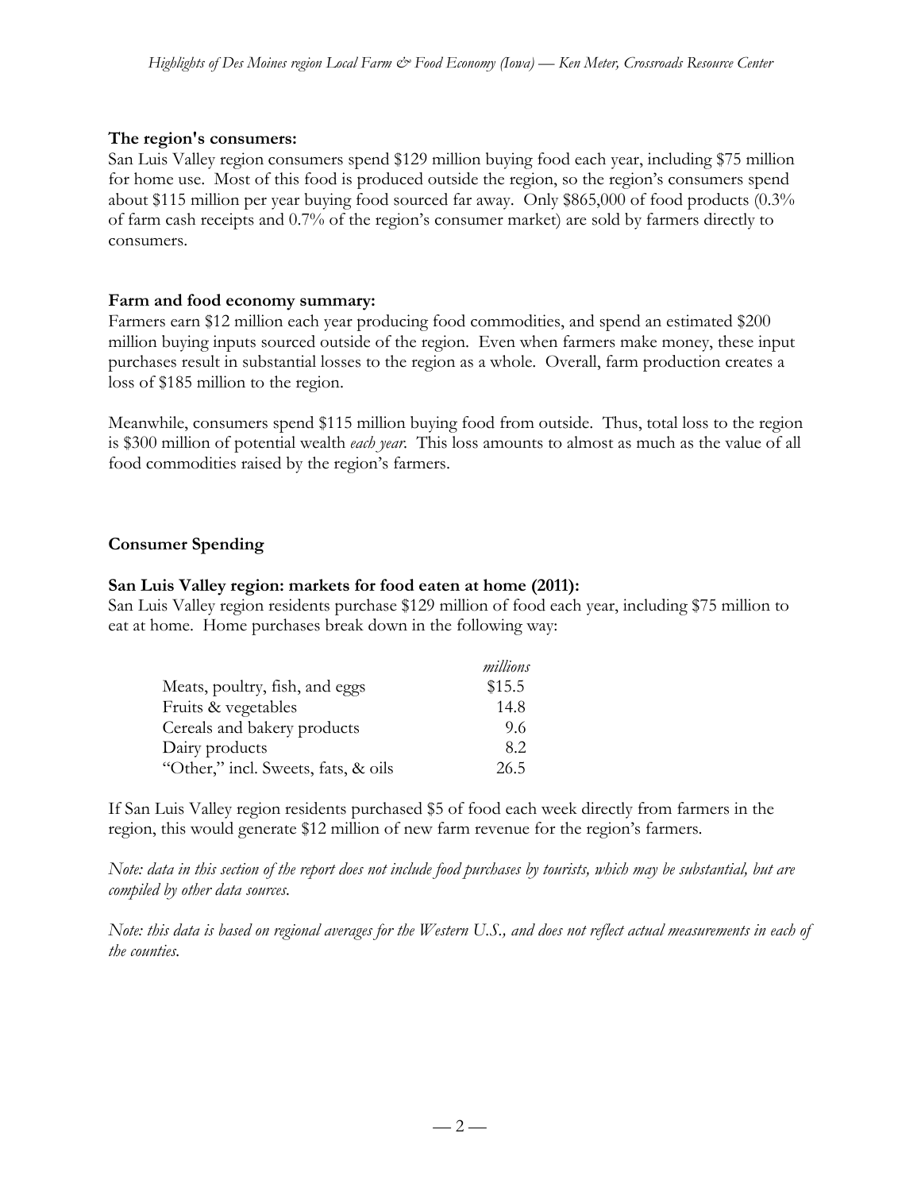**The region's consumers:**
San Luis Valley region consumers spend $129 million buying food each year, including $75 million for home use. Most of this food is produced outside the region, so the region's consumers spend about $115 million per year buying food sourced far away. Only $865,000 of food products (0.3% of farm cash receipts and 0.7% of the region's consumer market) are sold by farmers directly to consumers.

**Farm and food economy summary:**
Farmers earn $12 million each year producing food commodities, and spend an estimated $200 million buying inputs sourced outside of the region. Even when farmers make money, these input purchases result in substantial losses to the region as a whole. Overall, farm production creates a loss of $185 million to the region.

Meanwhile, consumers spend $115 million buying food from outside. Thus, total loss to the region is $300 million of potential wealth *each year*. This loss amounts to almost as much as the value of all food commodities raised by the region's farmers.

## Consumer Spending

**San Luis Valley region: markets for food eaten at home (2011):**
San Luis Valley region residents purchase $129 million of food each year, including $75 million to eat at home. Home purchases break down in the following way:

| | *millions* |
|---|---|
| Meats, poultry, fish, and eggs | $15.5 |
| Fruits & vegetables | 14.8 |
| Cereals and bakery products | 9.6 |
| Dairy products | 8.2 |
| "Other," incl. Sweets, fats, & oils | 26.5 |

If San Luis Valley region residents purchased $5 of food each week directly from farmers in the region, this would generate $12 million of new farm revenue for the region's farmers.

*Note: data in this section of the report does not include food purchases by tourists, which may be substantial, but are compiled by other data sources.*

*Note: this data is based on regional averages for the Western U.S., and does not reflect actual measurements in each of the counties.*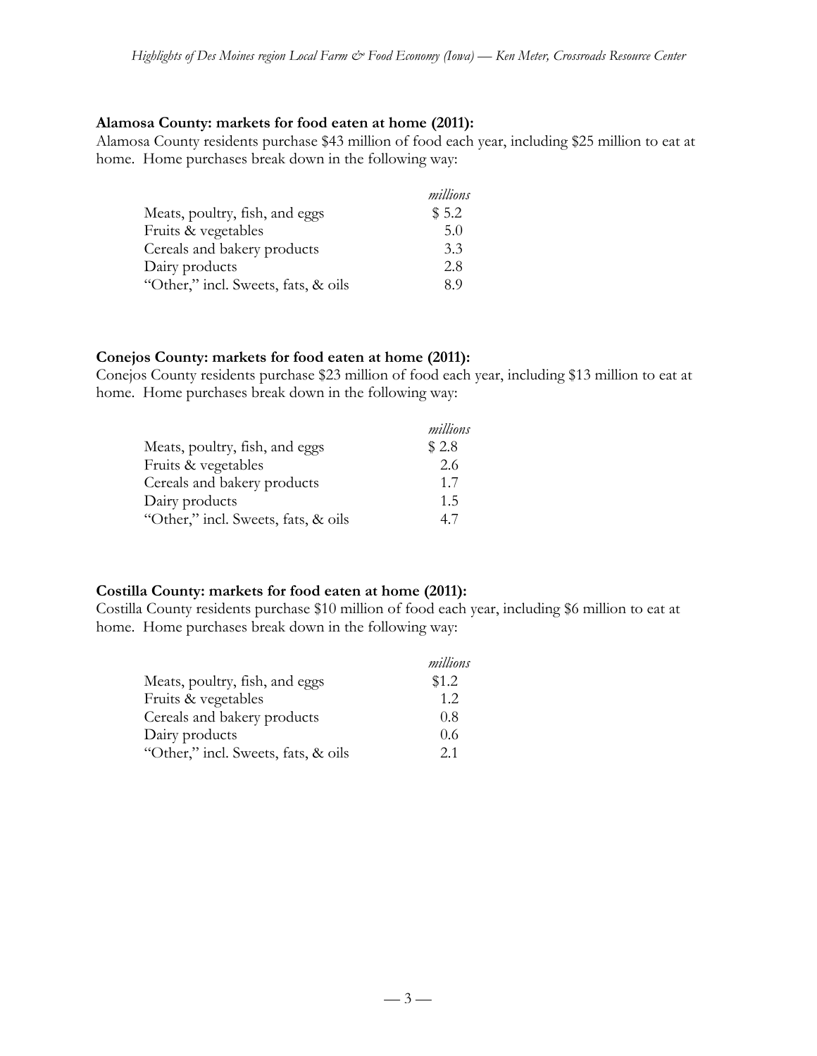**Alamosa County: markets for food eaten at home (2011):**

Alamosa County residents purchase $43 million of food each year, including $25 million to eat at home. Home purchases break down in the following way:

| | *millions* |
|---|---|
| Meats, poultry, fish, and eggs | $ 5.2 |
| Fruits & vegetables | 5.0 |
| Cereals and bakery products | 3.3 |
| Dairy products | 2.8 |
| "Other," incl. Sweets, fats, & oils | 8.9 |

**Conejos County: markets for food eaten at home (2011):**

Conejos County residents purchase $23 million of food each year, including $13 million to eat at home. Home purchases break down in the following way:

| | *millions* |
|---|---|
| Meats, poultry, fish, and eggs | $ 2.8 |
| Fruits & vegetables | 2.6 |
| Cereals and bakery products | 1.7 |
| Dairy products | 1.5 |
| "Other," incl. Sweets, fats, & oils | 4.7 |

**Costilla County: markets for food eaten at home (2011):**

Costilla County residents purchase $10 million of food each year, including $6 million to eat at home. Home purchases break down in the following way:

| | *millions* |
|---|---|
| Meats, poultry, fish, and eggs | $1.2 |
| Fruits & vegetables | 1.2 |
| Cereals and bakery products | 0.8 |
| Dairy products | 0.6 |
| "Other," incl. Sweets, fats, & oils | 2.1 |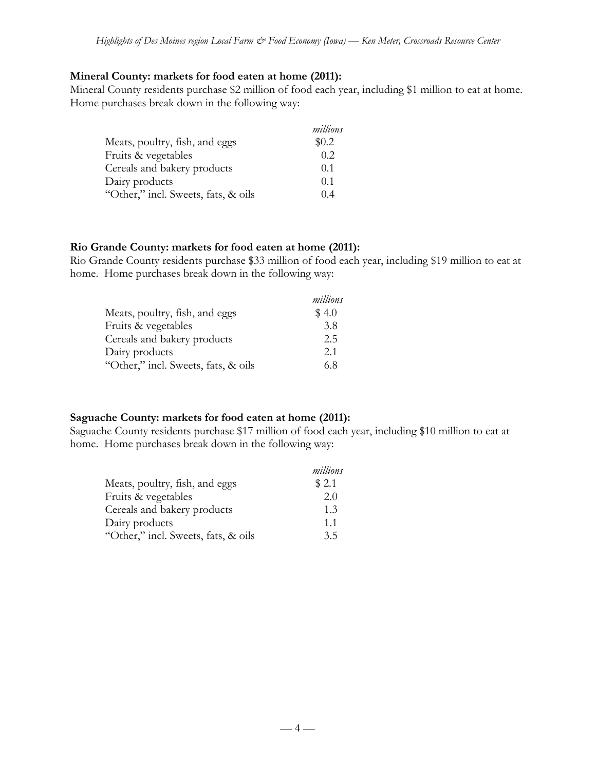**Mineral County: markets for food eaten at home (2011):**

Mineral County residents purchase $2 million of food each year, including $1 million to eat at home. Home purchases break down in the following way:

| | *millions* |
|---|---|
| Meats, poultry, fish, and eggs | $0.2 |
| Fruits & vegetables | 0.2 |
| Cereals and bakery products | 0.1 |
| Dairy products | 0.1 |
| "Other," incl. Sweets, fats, & oils | 0.4 |

**Rio Grande County: markets for food eaten at home (2011):**

Rio Grande County residents purchase $33 million of food each year, including $19 million to eat at home. Home purchases break down in the following way:

| | *millions* |
|---|---|
| Meats, poultry, fish, and eggs | $ 4.0 |
| Fruits & vegetables | 3.8 |
| Cereals and bakery products | 2.5 |
| Dairy products | 2.1 |
| "Other," incl. Sweets, fats, & oils | 6.8 |

**Saguache County: markets for food eaten at home (2011):**

Saguache County residents purchase $17 million of food each year, including $10 million to eat at home. Home purchases break down in the following way:

| | *millions* |
|---|---|
| Meats, poultry, fish, and eggs | $ 2.1 |
| Fruits & vegetables | 2.0 |
| Cereals and bakery products | 1.3 |
| Dairy products | 1.1 |
| "Other," incl. Sweets, fats, & oils | 3.5 |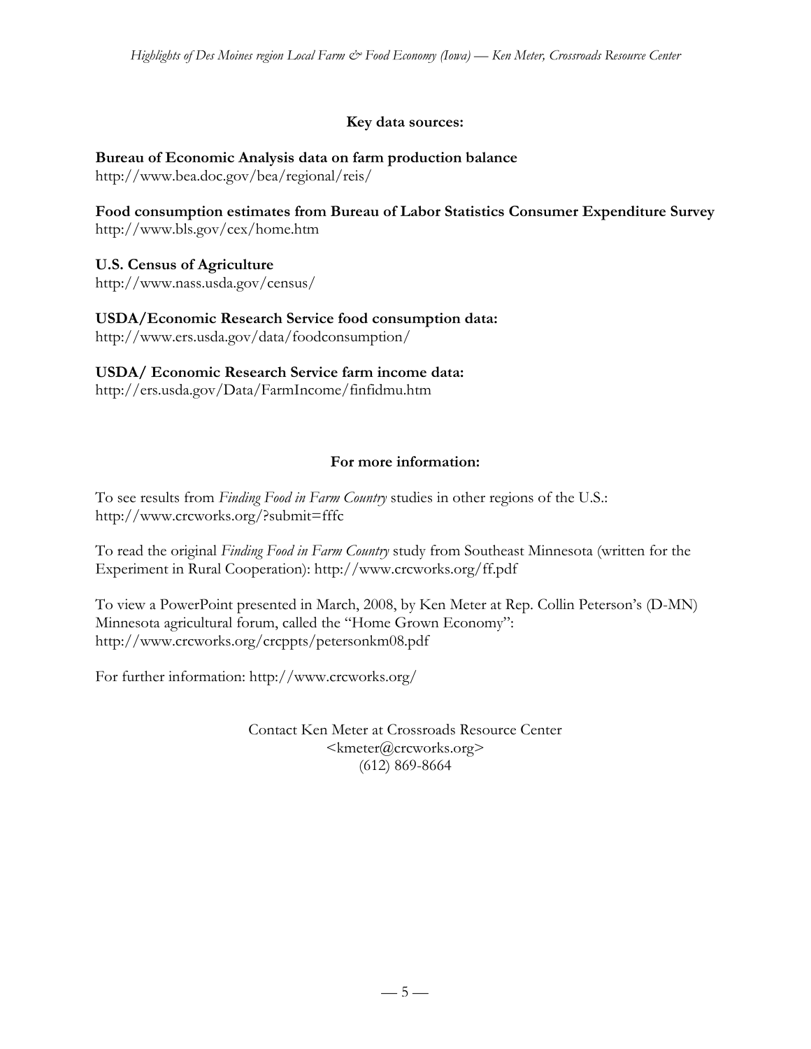## Key data sources:

**Bureau of Economic Analysis data on farm production balance**
http://www.bea.doc.gov/bea/regional/reis/

**Food consumption estimates from Bureau of Labor Statistics Consumer Expenditure Survey**
http://www.bls.gov/cex/home.htm

**U.S. Census of Agriculture**
http://www.nass.usda.gov/census/

**USDA/Economic Research Service food consumption data:**
http://www.ers.usda.gov/data/foodconsumption/

**USDA/ Economic Research Service farm income data:**
http://ers.usda.gov/Data/FarmIncome/finfidmu.htm

## For more information:

To see results from *Finding Food in Farm Country* studies in other regions of the U.S.:
http://www.crcworks.org/?submit=fffc

To read the original *Finding Food in Farm Country* study from Southeast Minnesota (written for the Experiment in Rural Cooperation): http://www.crcworks.org/ff.pdf

To view a PowerPoint presented in March, 2008, by Ken Meter at Rep. Collin Peterson's (D-MN) Minnesota agricultural forum, called the "Home Grown Economy":
http://www.crcworks.org/crcppts/petersonkm08.pdf

For further information: http://www.crcworks.org/

Contact Ken Meter at Crossroads Resource Center
<kmeter@crcworks.org>
(612) 869-8664